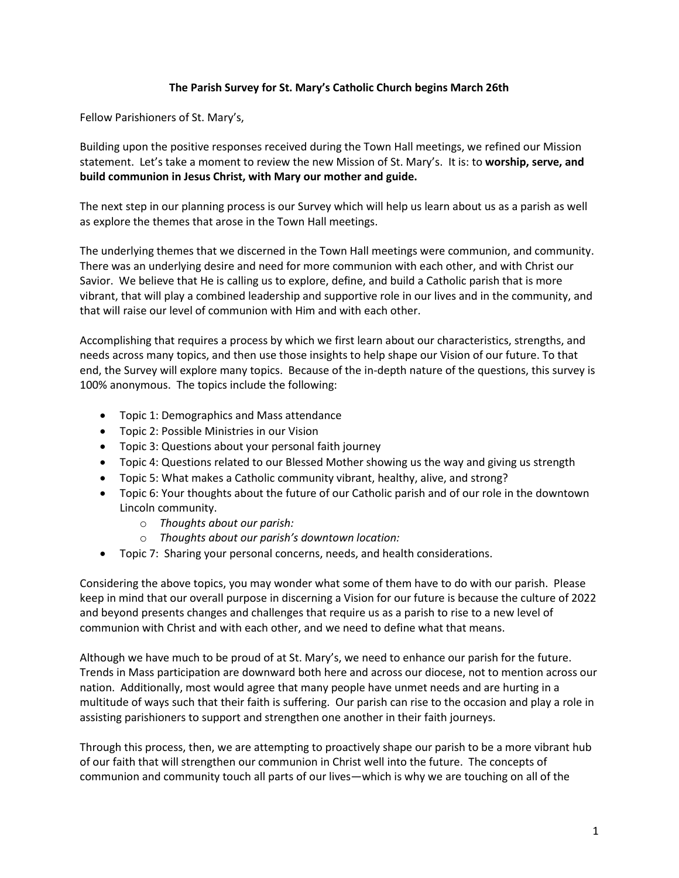**The Parish Survey for St. Mary's Catholic Church begins March 26th**

Fellow Parishioners of St. Mary's,

Building upon the positive responses received during the Town Hall meetings, we refined our Mission statement. Let's take a moment to review the new Mission of St. Mary's. It is: to **worship, serve, and build communion in Jesus Christ, with Mary our mother and guide.**

The next step in our planning process is our Survey which will help us learn about us as a parish as well as explore the themes that arose in the Town Hall meetings.

The underlying themes that we discerned in the Town Hall meetings were communion, and community. There was an underlying desire and need for more communion with each other, and with Christ our Savior. We believe that He is calling us to explore, define, and build a Catholic parish that is more vibrant, that will play a combined leadership and supportive role in our lives and in the community, and that will raise our level of communion with Him and with each other.

Accomplishing that requires a process by which we first learn about our characteristics, strengths, and needs across many topics, and then use those insights to help shape our Vision of our future. To that end, the Survey will explore many topics. Because of the in-depth nature of the questions, this survey is 100% anonymous. The topics include the following:

- Topic 1: Demographics and Mass attendance
- Topic 2: Possible Ministries in our Vision
- Topic 3: Questions about your personal faith journey
- Topic 4: Questions related to our Blessed Mother showing us the way and giving us strength
- Topic 5: What makes a Catholic community vibrant, healthy, alive, and strong?
- Topic 6: Your thoughts about the future of our Catholic parish and of our role in the downtown Lincoln community.
  - *Thoughts about our parish:*
  - *Thoughts about our parish's downtown location:*
- Topic 7: Sharing your personal concerns, needs, and health considerations.

Considering the above topics, you may wonder what some of them have to do with our parish. Please keep in mind that our overall purpose in discerning a Vision for our future is because the culture of 2022 and beyond presents changes and challenges that require us as a parish to rise to a new level of communion with Christ and with each other, and we need to define what that means.

Although we have much to be proud of at St. Mary's, we need to enhance our parish for the future. Trends in Mass participation are downward both here and across our diocese, not to mention across our nation. Additionally, most would agree that many people have unmet needs and are hurting in a multitude of ways such that their faith is suffering. Our parish can rise to the occasion and play a role in assisting parishioners to support and strengthen one another in their faith journeys.

Through this process, then, we are attempting to proactively shape our parish to be a more vibrant hub of our faith that will strengthen our communion in Christ well into the future. The concepts of communion and community touch all parts of our lives—which is why we are touching on all of the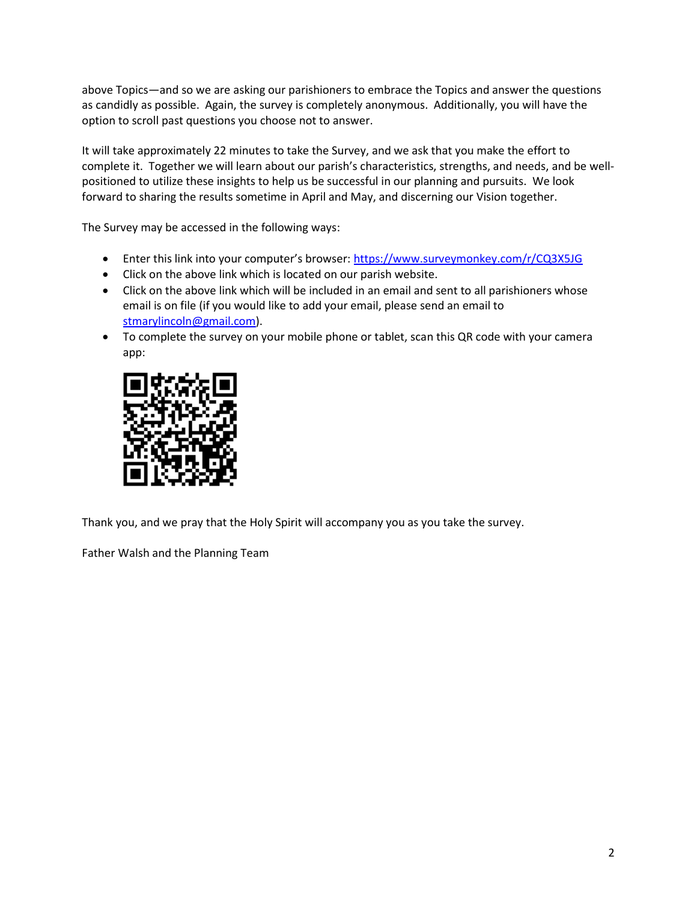above Topics—and so we are asking our parishioners to embrace the Topics and answer the questions as candidly as possible. Again, the survey is completely anonymous. Additionally, you will have the option to scroll past questions you choose not to answer.

It will take approximately 22 minutes to take the Survey, and we ask that you make the effort to complete it. Together we will learn about our parish's characteristics, strengths, and needs, and be well-positioned to utilize these insights to help us be successful in our planning and pursuits. We look forward to sharing the results sometime in April and May, and discerning our Vision together.

The Survey may be accessed in the following ways:

- Enter this link into your computer's browser: [https://www.surveymonkey.com/r/CQ3X5JG](https://www.surveymonkey.com/r/CQ3X5JG)
- Click on the above link which is located on our parish website.
- Click on the above link which will be included in an email and sent to all parishioners whose email is on file (if you would like to add your email, please send an email to [stmarylincoln@gmail.com](mailto:stmarylincoln@gmail.com)).
- To complete the survey on your mobile phone or tablet, scan this QR code with your camera app:

Thank you, and we pray that the Holy Spirit will accompany you as you take the survey.

Father Walsh and the Planning Team